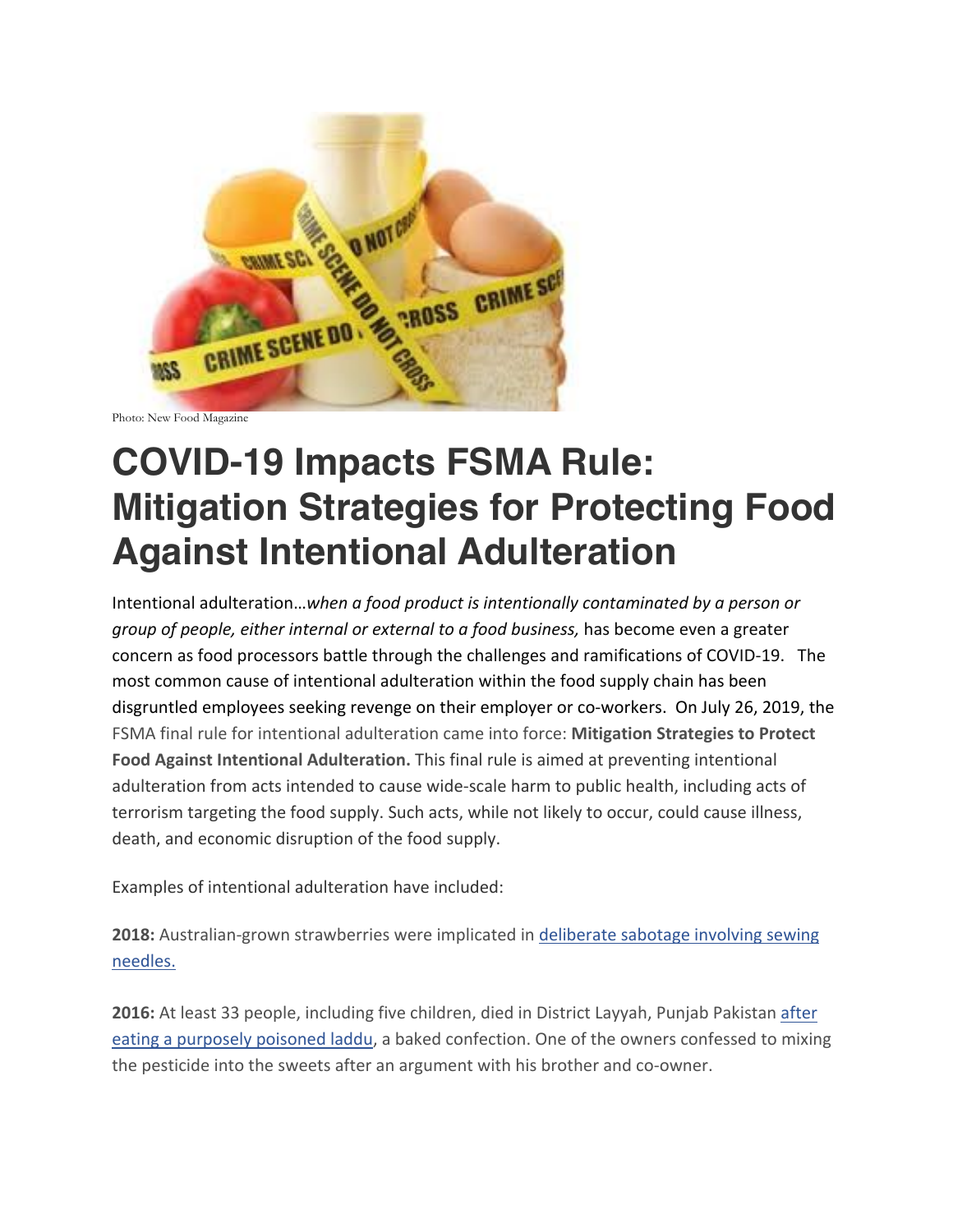Photo: New Food Magazine

# COVID-19 Impacts FSMA Rule: Mitigation Strategies for Protecting Food Against Intentional Adulteration

Intentional adulteration…*when a food product is intentionally contaminated by a person or group of people, either internal or external to a food business,* has become even a greater concern as food processors battle through the challenges and ramifications of COVID-19. The most common cause of intentional adulteration within the food supply chain has been disgruntled employees seeking revenge on their employer or co-workers. On July 26, 2019, the FSMA final rule for intentional adulteration came into force: **Mitigation Strategies to Protect Food Against Intentional Adulteration.** This final rule is aimed at preventing intentional adulteration from acts intended to cause wide-scale harm to public health, including acts of terrorism targeting the food supply. Such acts, while not likely to occur, could cause illness, death, and economic disruption of the food supply.

Examples of intentional adulteration have included:

**2018:** Australian-grown strawberries were implicated in deliberate sabotage involving sewing needles.

**2016:** At least 33 people, including five children, died in District Layyah, Punjab Pakistan after eating a purposely poisoned laddu, a baked confection. One of the owners confessed to mixing the pesticide into the sweets after an argument with his brother and co-owner.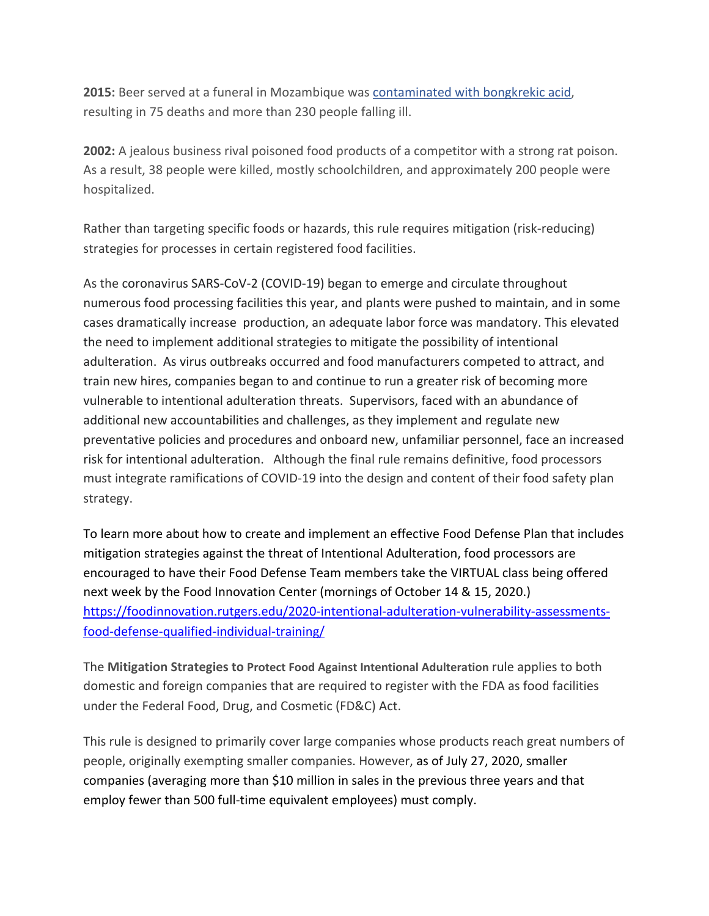**2015:** Beer served at a funeral in Mozambique was [contaminated with bongkrekic acid](), resulting in 75 deaths and more than 230 people falling ill.

**2002:** A jealous business rival poisoned food products of a competitor with a strong rat poison. As a result, 38 people were killed, mostly schoolchildren, and approximately 200 people were hospitalized.

Rather than targeting specific foods or hazards, this rule requires mitigation (risk-reducing) strategies for processes in certain registered food facilities.

As the coronavirus SARS-CoV-2 (COVID-19) began to emerge and circulate throughout numerous food processing facilities this year, and plants were pushed to maintain, and in some cases dramatically increase production, an adequate labor force was mandatory. This elevated the need to implement additional strategies to mitigate the possibility of intentional adulteration. As virus outbreaks occurred and food manufacturers competed to attract, and train new hires, companies began to and continue to run a greater risk of becoming more vulnerable to intentional adulteration threats. Supervisors, faced with an abundance of additional new accountabilities and challenges, as they implement and regulate new preventative policies and procedures and onboard new, unfamiliar personnel, face an increased risk for intentional adulteration. Although the final rule remains definitive, food processors must integrate ramifications of COVID-19 into the design and content of their food safety plan strategy.

To learn more about how to create and implement an effective Food Defense Plan that includes mitigation strategies against the threat of Intentional Adulteration, food processors are encouraged to have their Food Defense Team members take the VIRTUAL class being offered next week by the Food Innovation Center (mornings of October 14 & 15, 2020.) [https://foodinnovation.rutgers.edu/2020-intentional-adulteration-vulnerability-assessments-food-defense-qualified-individual-training/](https://foodinnovation.rutgers.edu/2020-intentional-adulteration-vulnerability-assessments-food-defense-qualified-individual-training/)

The **Mitigation Strategies to Protect Food Against Intentional Adulteration** rule applies to both domestic and foreign companies that are required to register with the FDA as food facilities under the Federal Food, Drug, and Cosmetic (FD&C) Act.

This rule is designed to primarily cover large companies whose products reach great numbers of people, originally exempting smaller companies. However, as of July 27, 2020, smaller companies (averaging more than $10 million in sales in the previous three years and that employ fewer than 500 full-time equivalent employees) must comply.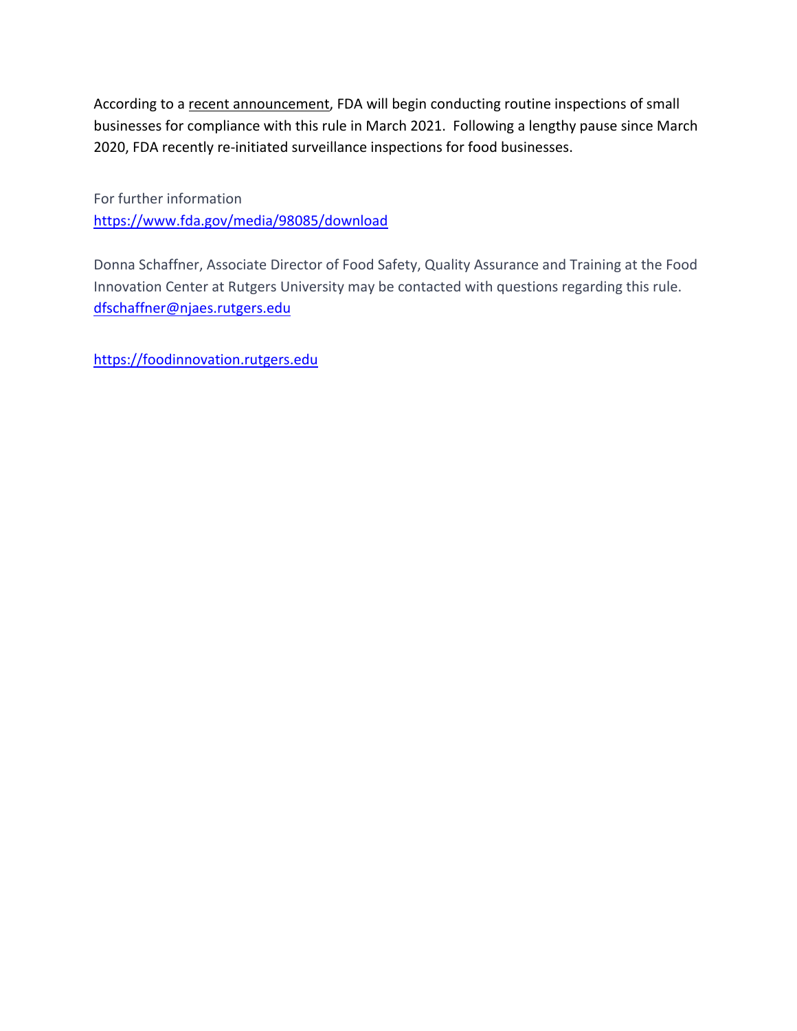According to a recent announcement, FDA will begin conducting routine inspections of small businesses for compliance with this rule in March 2021. Following a lengthy pause since March 2020, FDA recently re-initiated surveillance inspections for food businesses.

For further information
https://www.fda.gov/media/98085/download

Donna Schaffner, Associate Director of Food Safety, Quality Assurance and Training at the Food Innovation Center at Rutgers University may be contacted with questions regarding this rule.
dfschaffner@njaes.rutgers.edu

https://foodinnovation.rutgers.edu